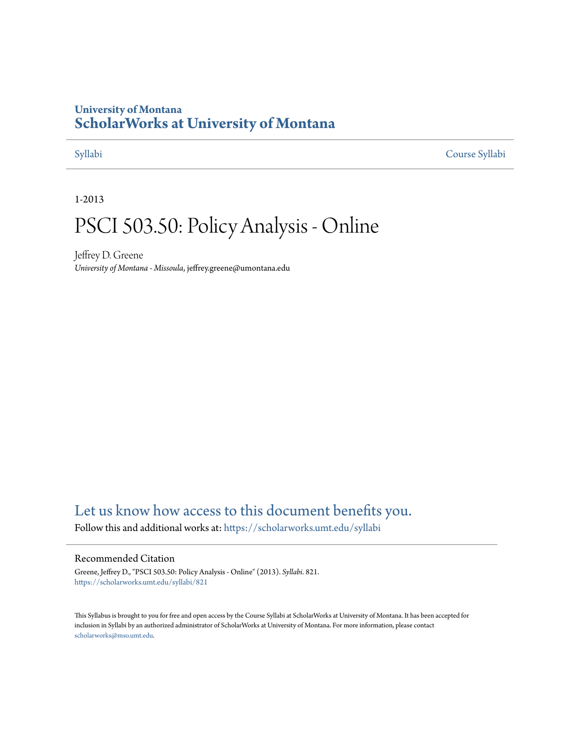University of Montana
# ScholarWorks at University of Montana

Syllabi | Course Syllabi

1-2013

# PSCI 503.50: Policy Analysis - Online

Jeffrey D. Greene
*University of Montana - Missoula*, jeffrey.greene@umontana.edu

## Let us know how access to this document benefits you.

Follow this and additional works at: https://scholarworks.umt.edu/syllabi

### Recommended Citation

Greene, Jeffrey D., "PSCI 503.50: Policy Analysis - Online" (2013). *Syllabi*. 821.
https://scholarworks.umt.edu/syllabi/821

This Syllabus is brought to you for free and open access by the Course Syllabi at ScholarWorks at University of Montana. It has been accepted for inclusion in Syllabi by an authorized administrator of ScholarWorks at University of Montana. For more information, please contact scholarworks@mso.umt.edu.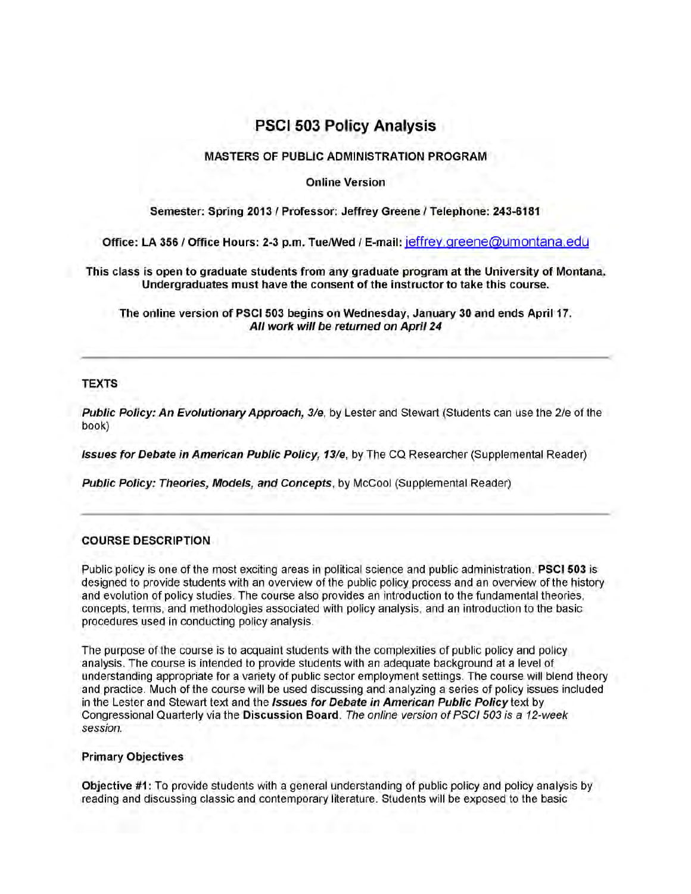# PSCI 503 Policy Analysis

**MASTERS OF PUBLIC ADMINISTRATION PROGRAM**

**Online Version**

**Semester: Spring 2013 / Professor: Jeffrey Greene / Telephone: 243-6181**

**Office: LA 356 / Office Hours: 2-3 p.m. Tue/Wed / E-mail:** jeffrey.greene@umontana.edu

**This class is open to graduate students from any graduate program at the University of Montana. Undergraduates must have the consent of the instructor to take this course.**

**The online version of PSCI 503 begins on Wednesday, January 30 and ends April 17.**
***All work will be returned on April 24***

---

## TEXTS

***Public Policy: An Evolutionary Approach, 3/e***, by Lester and Stewart (Students can use the 2/e of the book)

***Issues for Debate in American Public Policy, 13/e***, by The CQ Researcher (Supplemental Reader)

***Public Policy: Theories, Models, and Concepts***, by McCool (Supplemental Reader)

---

## COURSE DESCRIPTION

Public policy is one of the most exciting areas in political science and public administration. **PSCI 503** is designed to provide students with an overview of the public policy process and an overview of the history and evolution of policy studies. The course also provides an introduction to the fundamental theories, concepts, terms, and methodologies associated with policy analysis, and an introduction to the basic procedures used in conducting policy analysis.

The purpose of the course is to acquaint students with the complexities of public policy and policy analysis. The course is intended to provide students with an adequate background at a level of understanding appropriate for a variety of public sector employment settings. The course will blend theory and practice. Much of the course will be used discussing and analyzing a series of policy issues included in the Lester and Stewart text and the ***Issues for Debate in American Public Policy*** text by Congressional Quarterly via the **Discussion Board**. *The online version of PSCI 503 is a 12-week session.*

### Primary Objectives

**Objective #1:** To provide students with a general understanding of public policy and policy analysis by reading and discussing classic and contemporary literature. Students will be exposed to the basic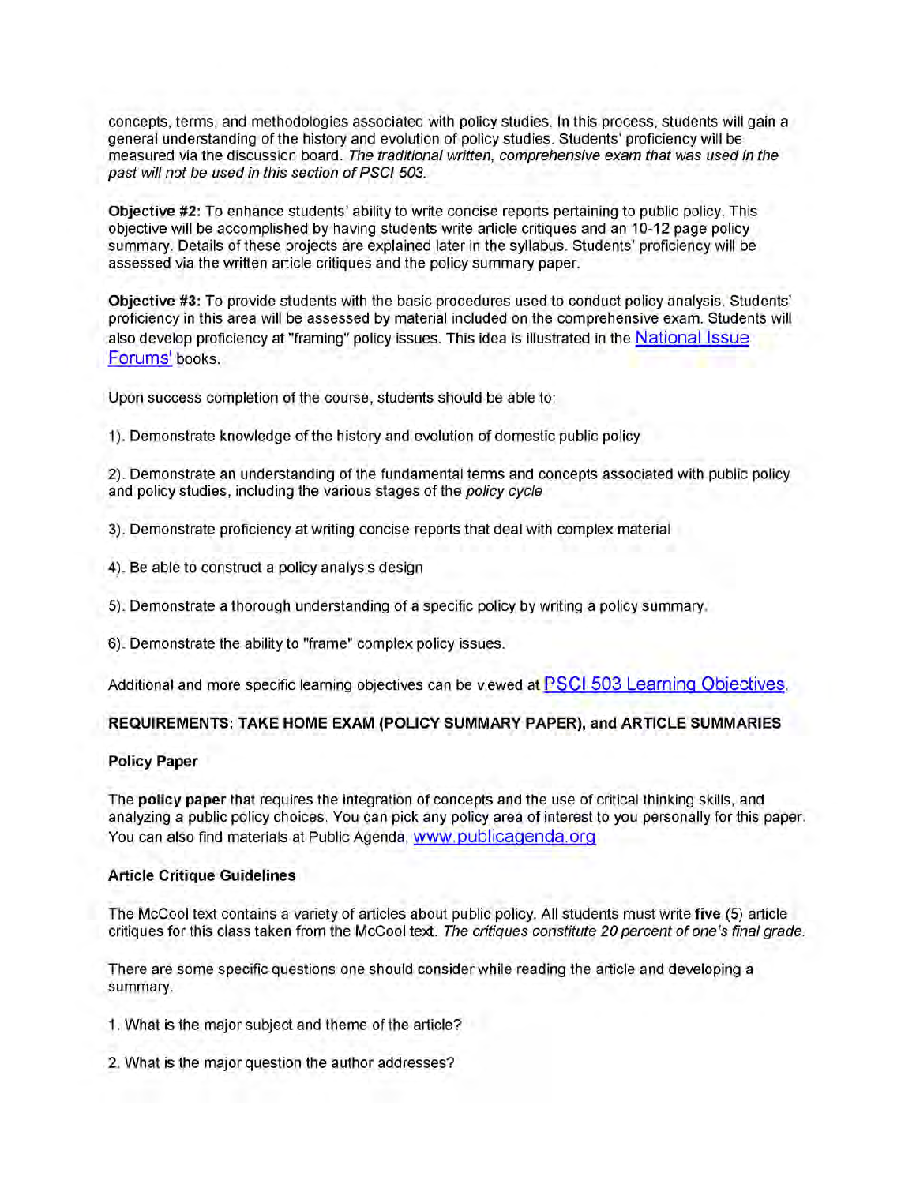concepts, terms, and methodologies associated with policy studies. In this process, students will gain a general understanding of the history and evolution of policy studies. Students' proficiency will be measured via the discussion board. *The traditional written, comprehensive exam that was used in the past will not be used in this section of PSCI 503.*

**Objective #2:** To enhance students' ability to write concise reports pertaining to public policy. This objective will be accomplished by having students write article critiques and an 10-12 page policy summary. Details of these projects are explained later in the syllabus. Students' proficiency will be assessed via the written article critiques and the policy summary paper.

**Objective #3:** To provide students with the basic procedures used to conduct policy analysis. Students' proficiency in this area will be assessed by material included on the comprehensive exam. Students will also develop proficiency at "framing" policy issues. This idea is illustrated in the National Issue Forums' books.

Upon success completion of the course, students should be able to:

1). Demonstrate knowledge of the history and evolution of domestic public policy

2). Demonstrate an understanding of the fundamental terms and concepts associated with public policy and policy studies, including the various stages of the *policy cycle*

3). Demonstrate proficiency at writing concise reports that deal with complex material

4). Be able to construct a policy analysis design

5). Demonstrate a thorough understanding of a specific policy by writing a policy summary.

6). Demonstrate the ability to "frame" complex policy issues.

Additional and more specific learning objectives can be viewed at PSCI 503 Learning Objectives.

**REQUIREMENTS: TAKE HOME EXAM (POLICY SUMMARY PAPER), and ARTICLE SUMMARIES**

**Policy Paper**

The **policy paper** that requires the integration of concepts and the use of critical thinking skills, and analyzing a public policy choices. You can pick any policy area of interest to you personally for this paper. You can also find materials at Public Agenda, www.publicagenda.org

**Article Critique Guidelines**

The McCool text contains a variety of articles about public policy. All students must write **five** (5) article critiques for this class taken from the McCool text. *The critiques constitute 20 percent of one's final grade.*

There are some specific questions one should consider while reading the article and developing a summary.

1. What is the major subject and theme of the article?

2. What is the major question the author addresses?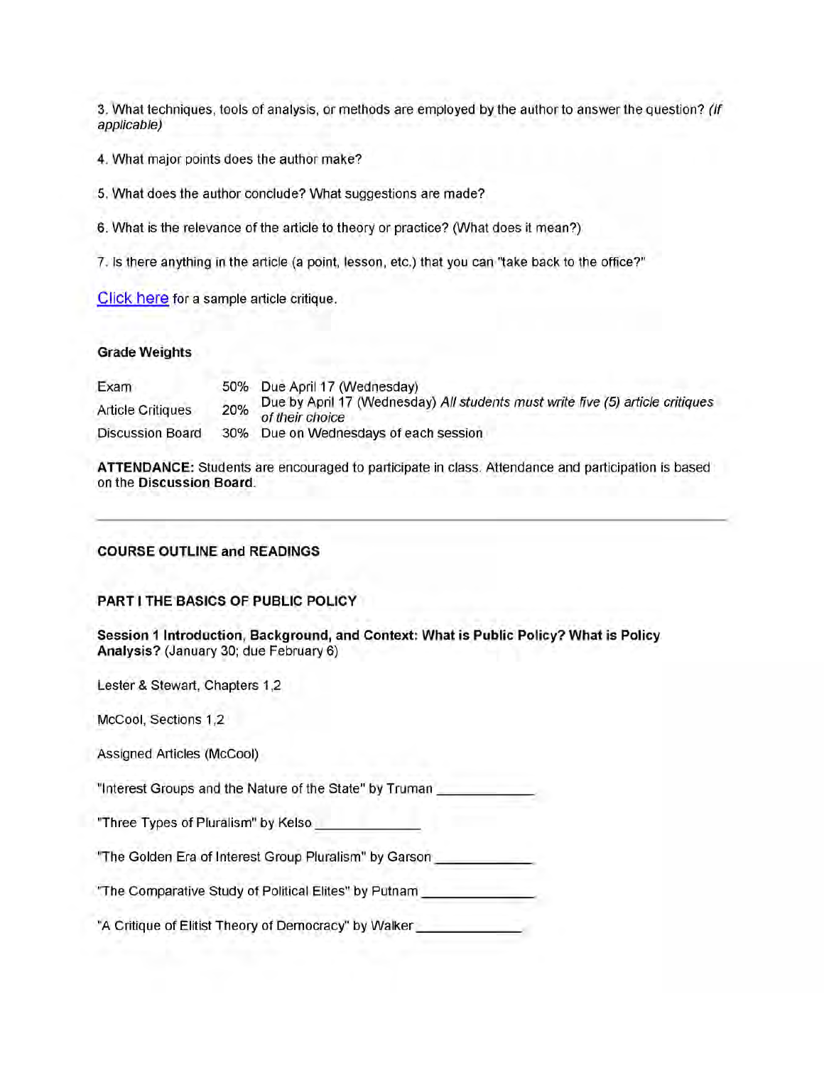3. What techniques, tools of analysis, or methods are employed by the author to answer the question? *(if applicable)*

4. What major points does the author make?

5. What does the author conclude? What suggestions are made?

6. What is the relevance of the article to theory or practice? (What does it mean?)

7. Is there anything in the article (a point, lesson, etc.) that you can "take back to the office?"

Click here for a sample article critique.

**Grade Weights**

| | | |
|---|---|---|
| Exam | 50% | Due April 17 (Wednesday) |
| Article Critiques | 20% | Due by April 17 (Wednesday) *All students must write five (5) article critiques of their choice* |
| Discussion Board | 30% | Due on Wednesdays of each session |

**ATTENDANCE:** Students are encouraged to participate in class. Attendance and participation is based on the **Discussion Board**.

---

**COURSE OUTLINE and READINGS**

**PART I THE BASICS OF PUBLIC POLICY**

**Session 1 Introduction, Background, and Context: What is Public Policy? What is Policy Analysis?** (January 30; due February 6)

Lester & Stewart, Chapters 1,2

McCool, Sections 1,2

Assigned Articles (McCool)

"Interest Groups and the Nature of the State" by Truman ____________

"Three Types of Pluralism" by Kelso _____________

"The Golden Era of Interest Group Pluralism" by Garson ____________

"The Comparative Study of Political Elites" by Putnam ______________

"A Critique of Elitist Theory of Democracy" by Walker _____________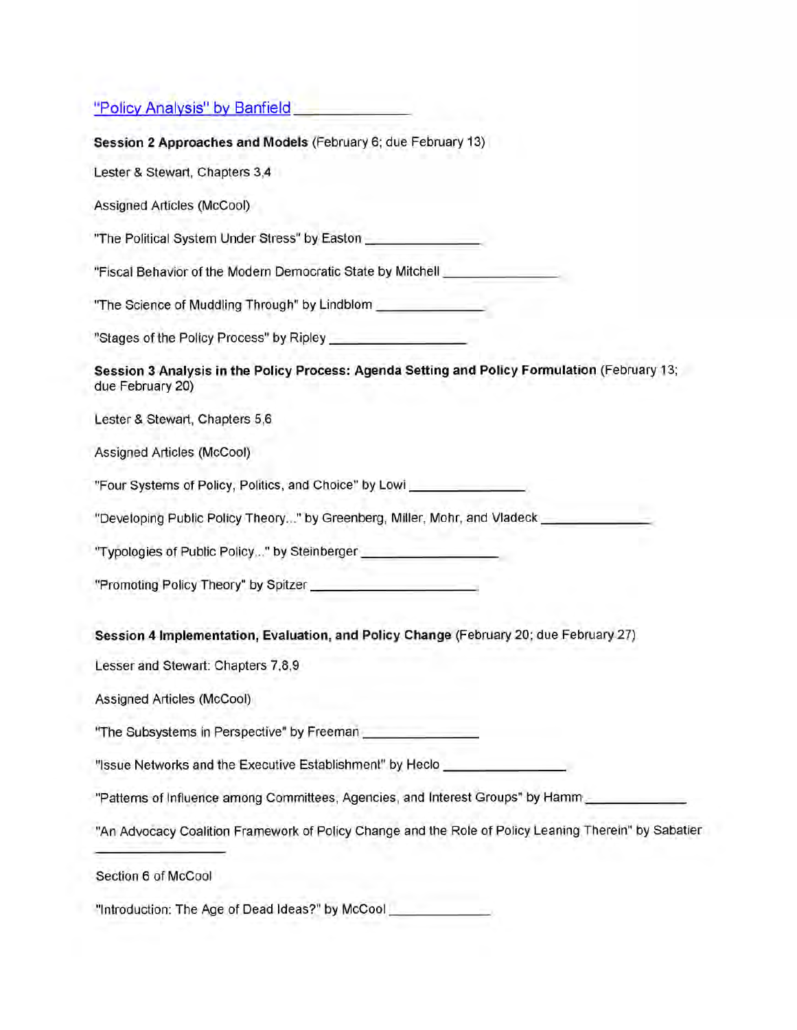"Policy Analysis" by Banfield _______________

**Session 2 Approaches and Models** (February 6; due February 13)

Lester & Stewart, Chapters 3,4

Assigned Articles (McCool)

"The Political System Under Stress" by Easton _______________

"Fiscal Behavior of the Modern Democratic State by Mitchell _______________

"The Science of Muddling Through" by Lindblom _______________

"Stages of the Policy Process" by Ripley _________________

**Session 3 Analysis in the Policy Process: Agenda Setting and Policy Formulation** (February 13; due February 20)

Lester & Stewart, Chapters 5,6

Assigned Articles (McCool)

"Four Systems of Policy, Politics, and Choice" by Lowi _______________

"Developing Public Policy Theory..." by Greenberg, Miller, Mohr, and Vladeck _______________

"Typologies of Public Policy..." by Steinberger _________________

"Promoting Policy Theory" by Spitzer _____________________

**Session 4 Implementation, Evaluation, and Policy Change** (February 20; due February 27)

Lesser and Stewart: Chapters 7,8,9

Assigned Articles (McCool)

"The Subsystems in Perspective" by Freeman _______________

"Issue Networks and the Executive Establishment" by Heclo _______________

"Patterns of Influence among Committees, Agencies, and Interest Groups" by Hamm _____________

"An Advocacy Coalition Framework of Policy Change and the Role of Policy Leaning Therein" by Sabatier _________________

Section 6 of McCool

"Introduction: The Age of Dead Ideas?" by McCool _____________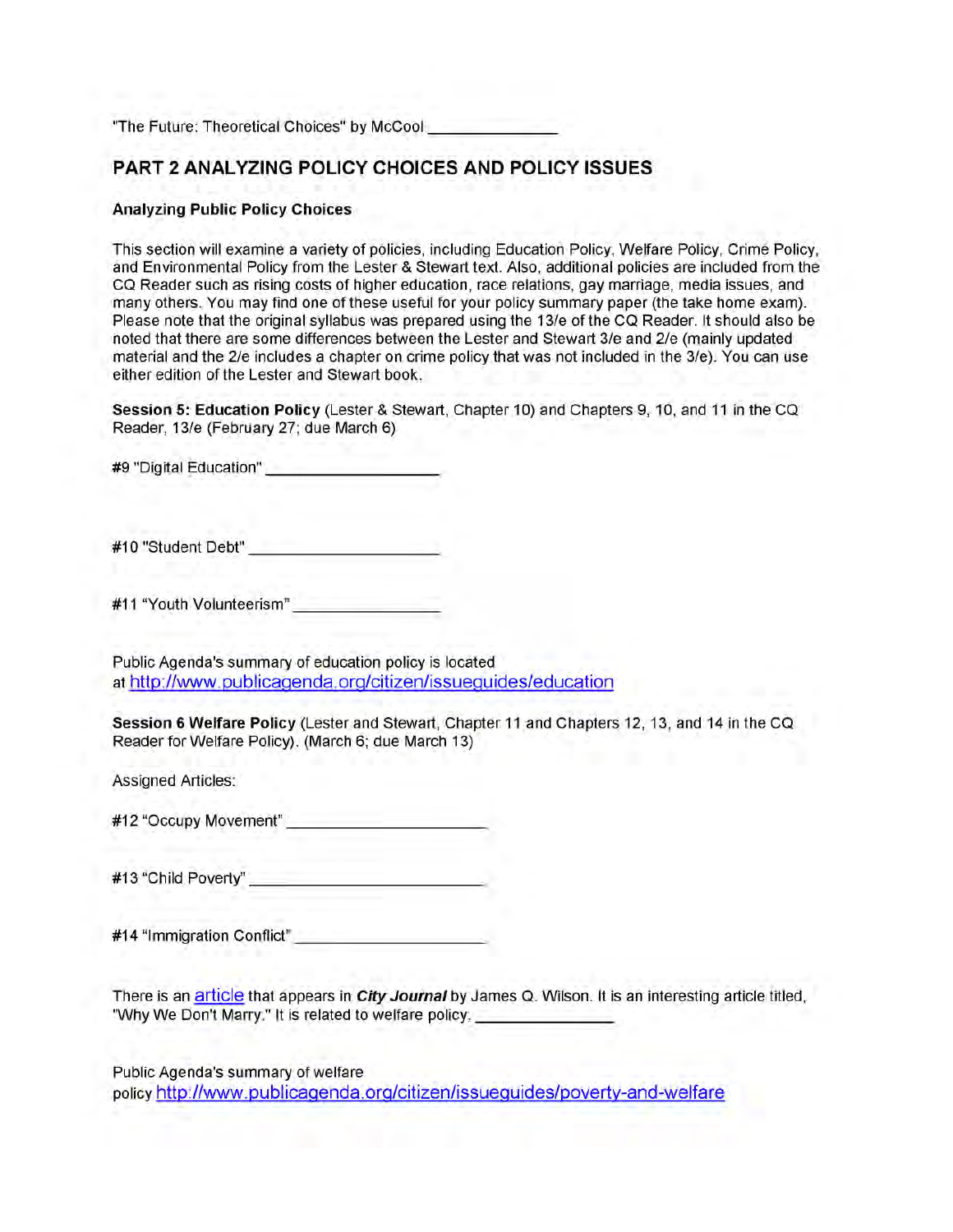"The Future: Theoretical Choices" by McCool _______________

## PART 2 ANALYZING POLICY CHOICES AND POLICY ISSUES

### Analyzing Public Policy Choices

This section will examine a variety of policies, including Education Policy, Welfare Policy, Crime Policy, and Environmental Policy from the Lester & Stewart text. Also, additional policies are included from the CQ Reader such as rising costs of higher education, race relations, gay marriage, media issues, and many others. You may find one of these useful for your policy summary paper (the take home exam). Please note that the original syllabus was prepared using the 13/e of the CQ Reader. It should also be noted that there are some differences between the Lester and Stewart 3/e and 2/e (mainly updated material and the 2/e includes a chapter on crime policy that was not included in the 3/e). You can use either edition of the Lester and Stewart book.

**Session 5: Education Policy** (Lester & Stewart, Chapter 10) and Chapters 9, 10, and 11 in the CQ Reader, 13/e (February 27; due March 6)

#9 "Digital Education" ____________________

#10 "Student Debt" ______________________

#11 "Youth Volunteerism" _________________

Public Agenda's summary of education policy is located at http://www.publicagenda.org/citizen/issueguides/education

**Session 6 Welfare Policy** (Lester and Stewart, Chapter 11 and Chapters 12, 13, and 14 in the CQ Reader for Welfare Policy). (March 6; due March 13)

Assigned Articles:

#12 "Occupy Movement" _______________________

#13 "Child Poverty" ___________________________

#14 "Immigration Conflict" _____________________

There is an article that appears in ***City Journal*** by James Q. Wilson. It is an interesting article titled, "Why We Don't Marry." It is related to welfare policy. _______________

Public Agenda's summary of welfare policy http://www.publicagenda.org/citizen/issueguides/poverty-and-welfare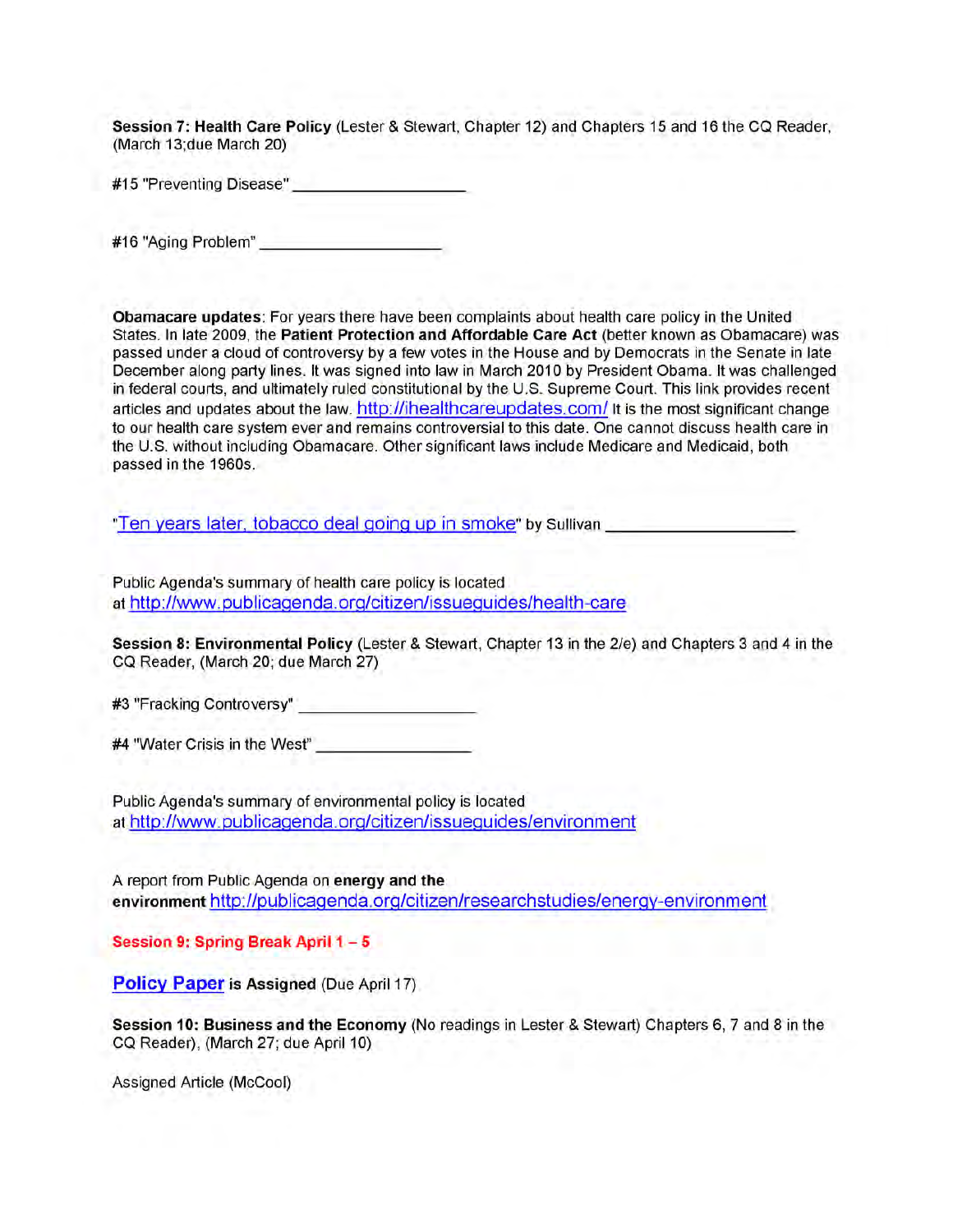**Session 7: Health Care Policy** (Lester & Stewart, Chapter 12) and Chapters 15 and 16 the CQ Reader, (March 13;due March 20)

#15 "Preventing Disease" ___________________

#16 "Aging Problem" ____________________

**Obamacare updates**: For years there have been complaints about health care policy in the United States. In late 2009, the **Patient Protection and Affordable Care Act** (better known as Obamacare) was passed under a cloud of controversy by a few votes in the House and by Democrats in the Senate in late December along party lines. It was signed into law in March 2010 by President Obama. It was challenged in federal courts, and ultimately ruled constitutional by the U.S. Supreme Court. This link provides recent articles and updates about the law. http://ihealthcareupdates.com/ It is the most significant change to our health care system ever and remains controversial to this date. One cannot discuss health care in the U.S. without including Obamacare. Other significant laws include Medicare and Medicaid, both passed in the 1960s.

"Ten years later, tobacco deal going up in smoke" by Sullivan ____________________

Public Agenda's summary of health care policy is located at http://www.publicagenda.org/citizen/issueguides/health-care

**Session 8: Environmental Policy** (Lester & Stewart, Chapter 13 in the 2/e) and Chapters 3 and 4 in the CQ Reader, (March 20; due March 27)

#3 "Fracking Controversy" ___________________

#4 "Water Crisis in the West" _________________

Public Agenda's summary of environmental policy is located at http://www.publicagenda.org/citizen/issueguides/environment

A report from Public Agenda on **energy and the environment** http://publicagenda.org/citizen/researchstudies/energy-environment

**Session 9: Spring Break April 1 – 5**

**Policy Paper is Assigned** (Due April 17)

**Session 10: Business and the Economy** (No readings in Lester & Stewart) Chapters 6, 7 and 8 in the CQ Reader), (March 27; due April 10)

Assigned Article (McCool)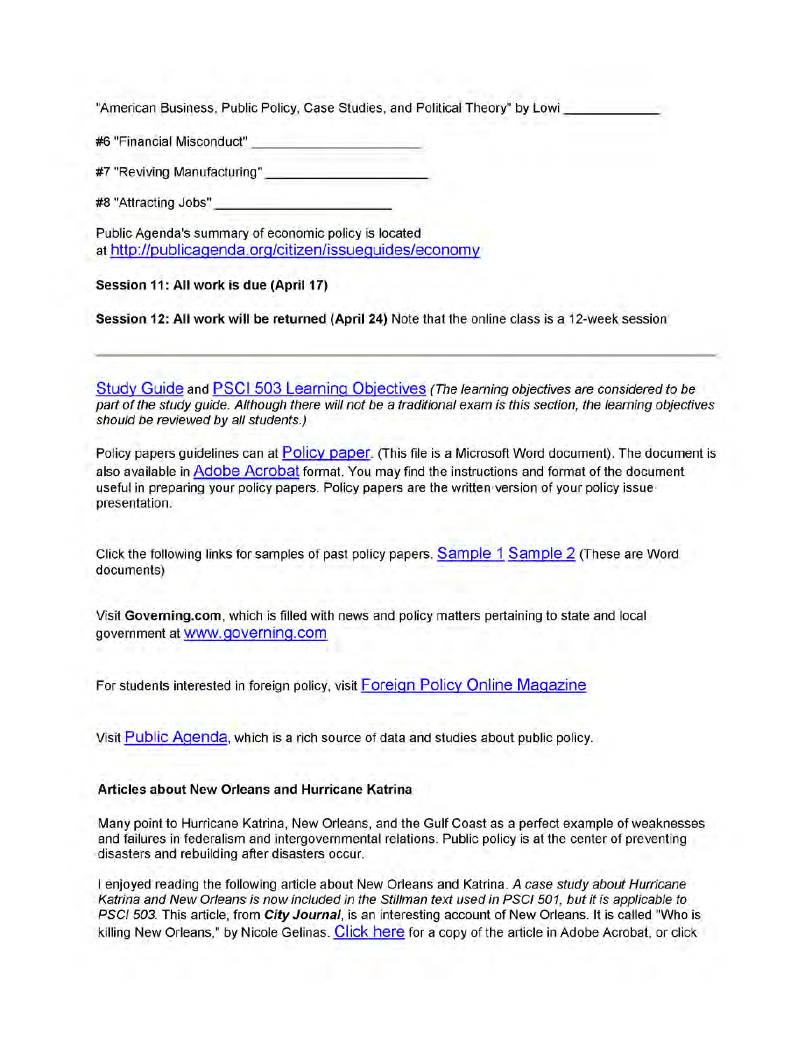"American Business, Public Policy, Case Studies, and Political Theory" by Lowi ____________

#6 "Financial Misconduct" ______________________

#7 "Reviving Manufacturing" _____________________

#8 "Attracting Jobs" _______________________

Public Agenda's summary of economic policy is located at http://publicagenda.org/citizen/issueguides/economy

**Session 11: All work is due (April 17)**

**Session 12: All work will be returned (April 24)** Note that the online class is a 12-week session

---

Study Guide and PSCI 503 Learning Objectives *(The learning objectives are considered to be part of the study guide. Although there will not be a traditional exam is this section, the learning objectives should be reviewed by all students.)*

Policy papers guidelines can at Policy paper. (This file is a Microsoft Word document). The document is also available in Adobe Acrobat format. You may find the instructions and format of the document useful in preparing your policy papers. Policy papers are the written version of your policy issue presentation.

Click the following links for samples of past policy papers. Sample 1 Sample 2 (These are Word documents)

Visit **Governing.com**, which is filled with news and policy matters pertaining to state and local government at www.governing.com

For students interested in foreign policy, visit Foreign Policy Online Magazine

Visit Public Agenda, which is a rich source of data and studies about public policy.

**Articles about New Orleans and Hurricane Katrina**

Many point to Hurricane Katrina, New Orleans, and the Gulf Coast as a perfect example of weaknesses and failures in federalism and intergovernmental relations. Public policy is at the center of preventing disasters and rebuilding after disasters occur.

I enjoyed reading the following article about New Orleans and Katrina. *A case study about Hurricane Katrina and New Orleans is now included in the Stillman text used in PSCI 501, but it is applicable to PSCI 503.* This article, from ***City Journal***, is an interesting account of New Orleans. It is called "Who is killing New Orleans," by Nicole Gelinas. Click here for a copy of the article in Adobe Acrobat, or click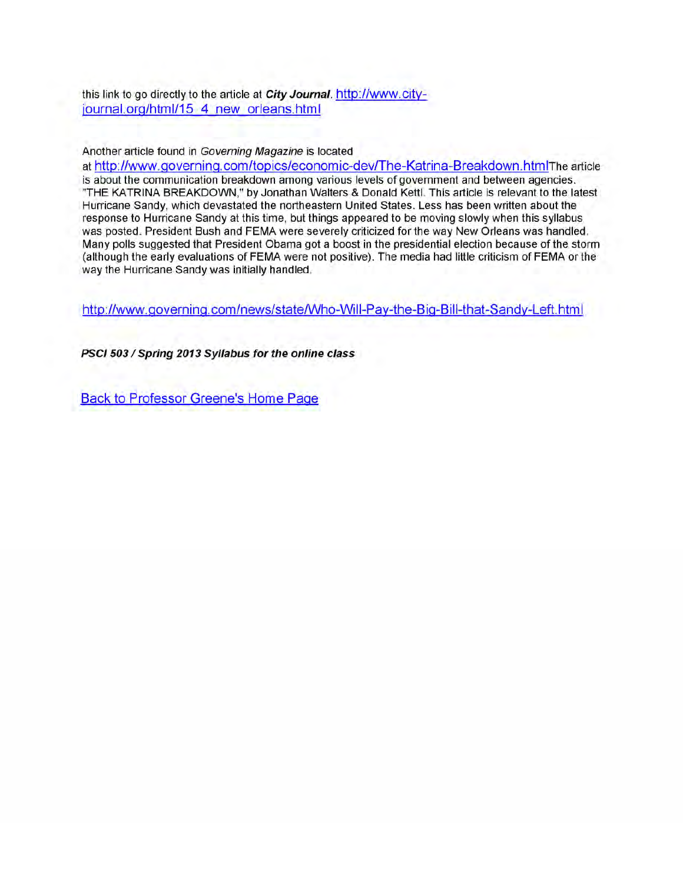this link to go directly to the article at ***City Journal***. http://www.city-journal.org/html/15_4_new_orleans.html

Another article found in *Governing Magazine* is located at http://www.governing.com/topics/economic-dev/The-Katrina-Breakdown.htmlThe article is about the communication breakdown among various levels of government and between agencies. "THE KATRINA BREAKDOWN," by Jonathan Walters & Donald Kettl. This article is relevant to the latest Hurricane Sandy, which devastated the northeastern United States. Less has been written about the response to Hurricane Sandy at this time, but things appeared to be moving slowly when this syllabus was posted. President Bush and FEMA were severely criticized for the way New Orleans was handled. Many polls suggested that President Obama got a boost in the presidential election because of the storm (although the early evaluations of FEMA were not positive). The media had little criticism of FEMA or the way the Hurricane Sandy was initially handled.

http://www.governing.com/news/state/Who-Will-Pay-the-Big-Bill-that-Sandy-Left.html

***PSCI 503 / Spring 2013 Syllabus for the online class***

Back to Professor Greene's Home Page